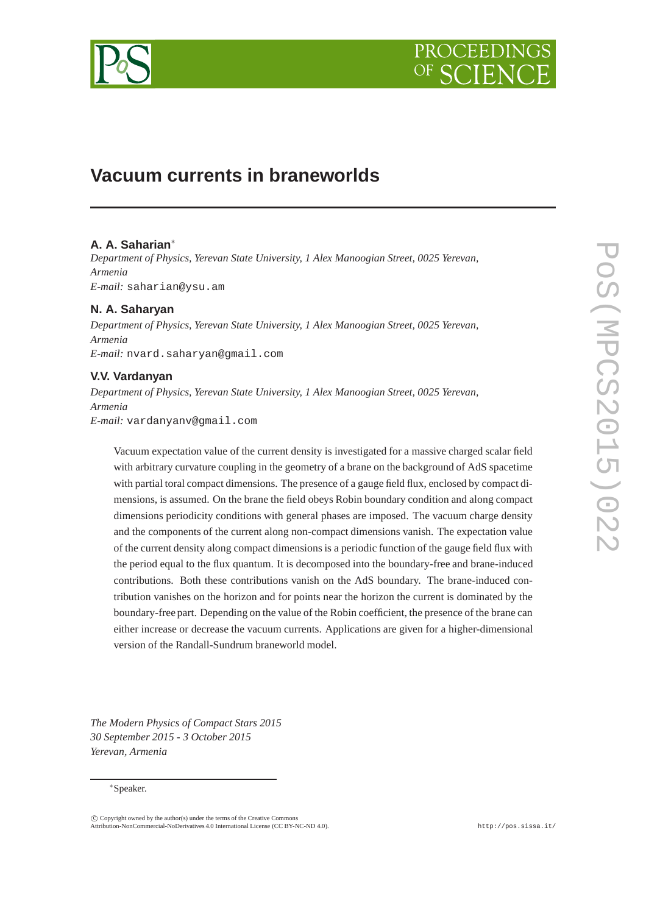# Vacuum currents in braneworlds

**A. A. Saharian***

*Department of Physics, Yerevan State University, 1 Alex Manoogian Street, 0025 Yerevan, Armenia*

*E-mail:* saharian@ysu.am

**N. A. Saharyan**

*Department of Physics, Yerevan State University, 1 Alex Manoogian Street, 0025 Yerevan, Armenia*

*E-mail:* nvard.saharyan@gmail.com

**V.V. Vardanyan**

*Department of Physics, Yerevan State University, 1 Alex Manoogian Street, 0025 Yerevan, Armenia*

*E-mail:* vardanyanv@gmail.com

Vacuum expectation value of the current density is investigated for a massive charged scalar field with arbitrary curvature coupling in the geometry of a brane on the background of AdS spacetime with partial toral compact dimensions. The presence of a gauge field flux, enclosed by compact dimensions, is assumed. On the brane the field obeys Robin boundary condition and along compact dimensions periodicity conditions with general phases are imposed. The vacuum charge density and the components of the current along non-compact dimensions vanish. The expectation value of the current density along compact dimensions is a periodic function of the gauge field flux with the period equal to the flux quantum. It is decomposed into the boundary-free and brane-induced contributions. Both these contributions vanish on the AdS boundary. The brane-induced contribution vanishes on the horizon and for points near the horizon the current is dominated by the boundary-free part. Depending on the value of the Robin coefficient, the presence of the brane can either increase or decrease the vacuum currents. Applications are given for a higher-dimensional version of the Randall-Sundrum braneworld model.

*The Modern Physics of Compact Stars 2015*
*30 September 2015 - 3 October 2015*
*Yerevan, Armenia*

*Speaker.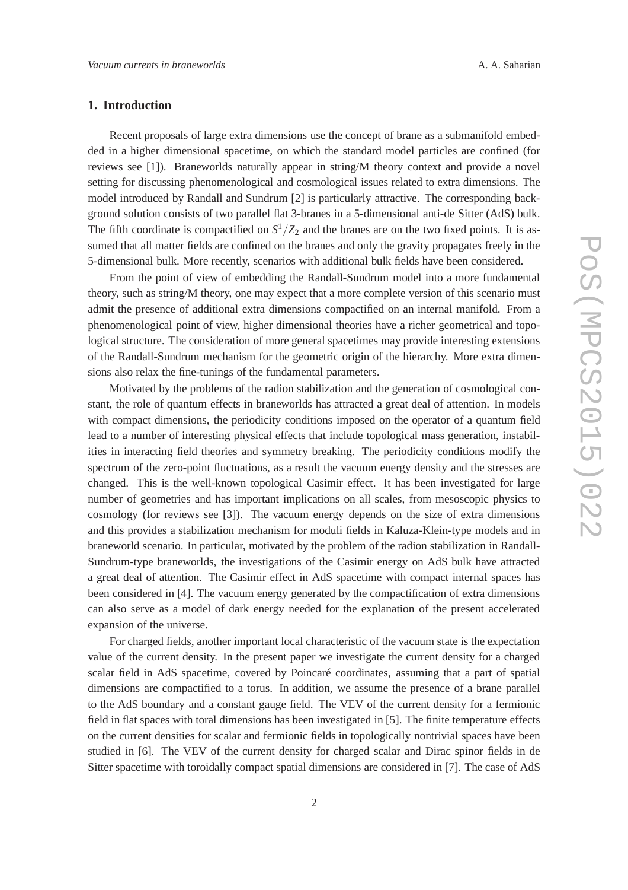## 1. Introduction

Recent proposals of large extra dimensions use the concept of brane as a submanifold embedded in a higher dimensional spacetime, on which the standard model particles are confined (for reviews see [1]). Braneworlds naturally appear in string/M theory context and provide a novel setting for discussing phenomenological and cosmological issues related to extra dimensions. The model introduced by Randall and Sundrum [2] is particularly attractive. The corresponding background solution consists of two parallel flat 3-branes in a 5-dimensional anti-de Sitter (AdS) bulk. The fifth coordinate is compactified on $S^1/Z_2$ and the branes are on the two fixed points. It is assumed that all matter fields are confined on the branes and only the gravity propagates freely in the 5-dimensional bulk. More recently, scenarios with additional bulk fields have been considered.

From the point of view of embedding the Randall-Sundrum model into a more fundamental theory, such as string/M theory, one may expect that a more complete version of this scenario must admit the presence of additional extra dimensions compactified on an internal manifold. From a phenomenological point of view, higher dimensional theories have a richer geometrical and topological structure. The consideration of more general spacetimes may provide interesting extensions of the Randall-Sundrum mechanism for the geometric origin of the hierarchy. More extra dimensions also relax the fine-tunings of the fundamental parameters.

Motivated by the problems of the radion stabilization and the generation of cosmological constant, the role of quantum effects in braneworlds has attracted a great deal of attention. In models with compact dimensions, the periodicity conditions imposed on the operator of a quantum field lead to a number of interesting physical effects that include topological mass generation, instabilities in interacting field theories and symmetry breaking. The periodicity conditions modify the spectrum of the zero-point fluctuations, as a result the vacuum energy density and the stresses are changed. This is the well-known topological Casimir effect. It has been investigated for large number of geometries and has important implications on all scales, from mesoscopic physics to cosmology (for reviews see [3]). The vacuum energy depends on the size of extra dimensions and this provides a stabilization mechanism for moduli fields in Kaluza-Klein-type models and in braneworld scenario. In particular, motivated by the problem of the radion stabilization in Randall-Sundrum-type braneworlds, the investigations of the Casimir energy on AdS bulk have attracted a great deal of attention. The Casimir effect in AdS spacetime with compact internal spaces has been considered in [4]. The vacuum energy generated by the compactification of extra dimensions can also serve as a model of dark energy needed for the explanation of the present accelerated expansion of the universe.

For charged fields, another important local characteristic of the vacuum state is the expectation value of the current density. In the present paper we investigate the current density for a charged scalar field in AdS spacetime, covered by Poincaré coordinates, assuming that a part of spatial dimensions are compactified to a torus. In addition, we assume the presence of a brane parallel to the AdS boundary and a constant gauge field. The VEV of the current density for a fermionic field in flat spaces with toral dimensions has been investigated in [5]. The finite temperature effects on the current densities for scalar and fermionic fields in topologically nontrivial spaces have been studied in [6]. The VEV of the current density for charged scalar and Dirac spinor fields in de Sitter spacetime with toroidally compact spatial dimensions are considered in [7]. The case of AdS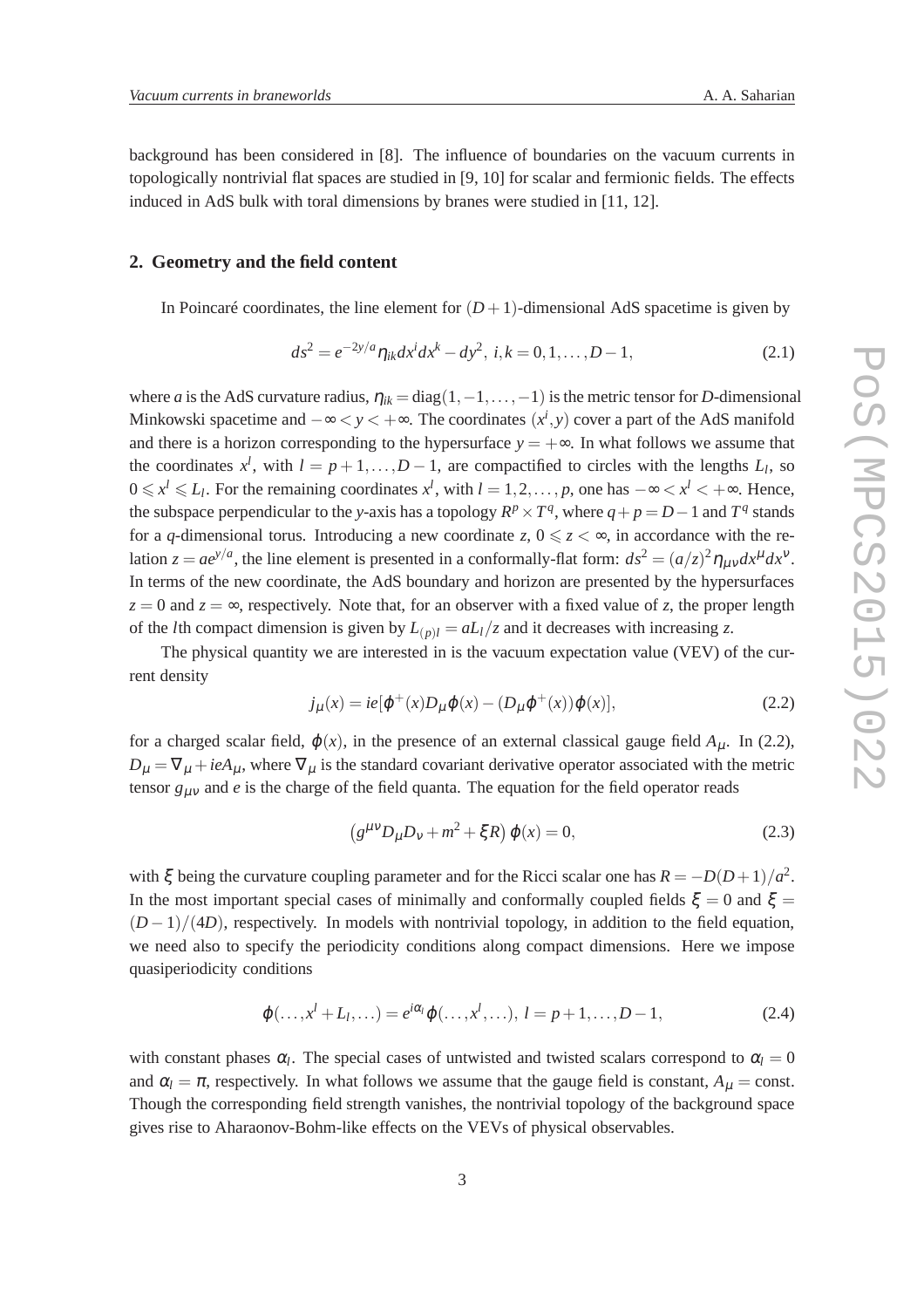background has been considered in [8]. The influence of boundaries on the vacuum currents in topologically nontrivial flat spaces are studied in [9, 10] for scalar and fermionic fields. The effects induced in AdS bulk with toral dimensions by branes were studied in [11, 12].

## 2. Geometry and the field content

In Poincaré coordinates, the line element for $(D+1)$-dimensional AdS spacetime is given by

$$ds^2 = e^{-2y/a}\eta_{ik}dx^i dx^k - dy^2,\ i,k = 0,1,\ldots,D-1, \tag{2.1}$$

where $a$ is the AdS curvature radius, $\eta_{ik} = \mathrm{diag}(1,-1,\ldots,-1)$ is the metric tensor for $D$-dimensional Minkowski spacetime and $-\infty < y < +\infty$. The coordinates $(x^i, y)$ cover a part of the AdS manifold and there is a horizon corresponding to the hypersurface $y = +\infty$. In what follows we assume that the coordinates $x^l$, with $l = p+1,\ldots,D-1$, are compactified to circles with the lengths $L_l$, so $0 \leqslant x^l \leqslant L_l$. For the remaining coordinates $x^l$, with $l = 1,2,\ldots,p$, one has $-\infty < x^l < +\infty$. Hence, the subspace perpendicular to the $y$-axis has a topology $R^p \times T^q$, where $q+p = D-1$ and $T^q$ stands for a $q$-dimensional torus. Introducing a new coordinate $z$, $0 \leqslant z < \infty$, in accordance with the relation $z = ae^{y/a}$, the line element is presented in a conformally-flat form: $ds^2 = (a/z)^2\eta_{\mu\nu}dx^\mu dx^\nu$. In terms of the new coordinate, the AdS boundary and horizon are presented by the hypersurfaces $z = 0$ and $z = \infty$, respectively. Note that, for an observer with a fixed value of $z$, the proper length of the $l$th compact dimension is given by $L_{(p)l} = aL_l/z$ and it decreases with increasing $z$.

The physical quantity we are interested in is the vacuum expectation value (VEV) of the current density

$$j_\mu(x) = ie[\varphi^+(x)D_\mu\varphi(x) - (D_\mu\varphi^+(x))\varphi(x)], \tag{2.2}$$

for a charged scalar field, $\varphi(x)$, in the presence of an external classical gauge field $A_\mu$. In (2.2), $D_\mu = \nabla_\mu + ieA_\mu$, where $\nabla_\mu$ is the standard covariant derivative operator associated with the metric tensor $g_{\mu\nu}$ and $e$ is the charge of the field quanta. The equation for the field operator reads

$$\left(g^{\mu\nu}D_\mu D_\nu + m^2 + \xi R\right)\varphi(x) = 0, \tag{2.3}$$

with $\xi$ being the curvature coupling parameter and for the Ricci scalar one has $R = -D(D+1)/a^2$. In the most important special cases of minimally and conformally coupled fields $\xi = 0$ and $\xi = (D-1)/(4D)$, respectively. In models with nontrivial topology, in addition to the field equation, we need also to specify the periodicity conditions along compact dimensions. Here we impose quasiperiodicity conditions

$$\varphi(\ldots,x^l + L_l,\ldots) = e^{i\alpha_l}\varphi(\ldots,x^l,\ldots),\ l = p+1,\ldots,D-1, \tag{2.4}$$

with constant phases $\alpha_l$. The special cases of untwisted and twisted scalars correspond to $\alpha_l = 0$ and $\alpha_l = \pi$, respectively. In what follows we assume that the gauge field is constant, $A_\mu = \mathrm{const}$. Though the corresponding field strength vanishes, the nontrivial topology of the background space gives rise to Aharaonov-Bohm-like effects on the VEVs of physical observables.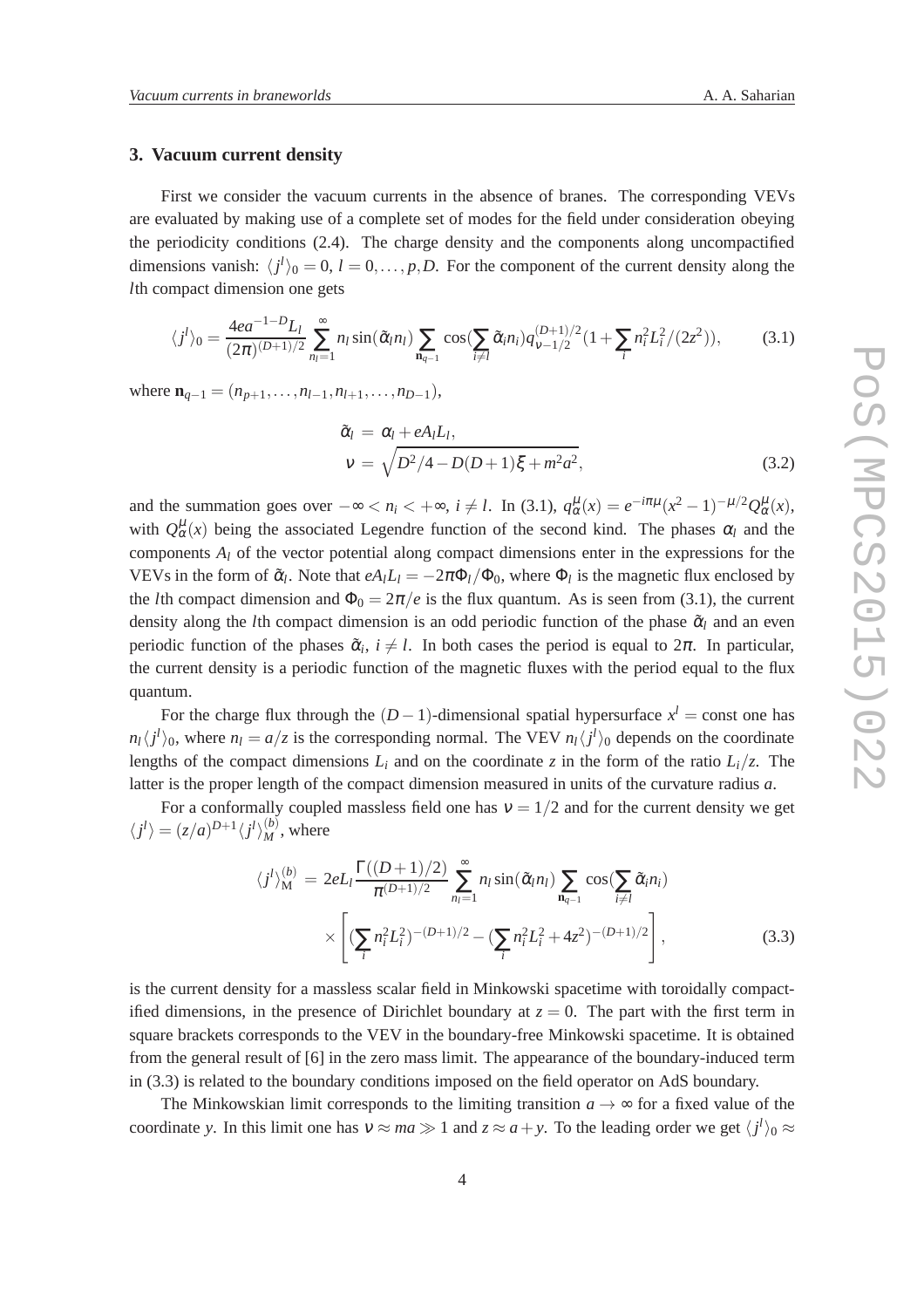## 3. Vacuum current density

First we consider the vacuum currents in the absence of branes. The corresponding VEVs are evaluated by making use of a complete set of modes for the field under consideration obeying the periodicity conditions (2.4). The charge density and the components along uncompactified dimensions vanish: $\langle j^l \rangle_0 = 0$, $l = 0, \ldots, p, D$. For the component of the current density along the $l$th compact dimension one gets

$$\langle j^l \rangle_0 = \frac{4ea^{-1-D}L_l}{(2\pi)^{(D+1)/2}} \sum_{n_l=1}^{\infty} n_l \sin(\tilde{\alpha}_l n_l) \sum_{\mathbf{n}_{q-1}} \cos(\sum_{i \neq l} \tilde{\alpha}_i n_i) q_{\nu-1/2}^{(D+1)/2}(1 + \sum_i n_i^2 L_i^2/(2z^2)), \tag{3.1}$$

where $\mathbf{n}_{q-1} = (n_{p+1}, \ldots, n_{l-1}, n_{l+1}, \ldots, n_{D-1})$,

$$\begin{aligned} \tilde{\alpha}_l &= \alpha_l + eA_l L_l, \\ \nu &= \sqrt{D^2/4 - D(D+1)\xi + m^2 a^2}, \end{aligned} \tag{3.2}$$

and the summation goes over $-\infty < n_i < +\infty$, $i \neq l$. In (3.1), $q_\alpha^\mu(x) = e^{-i\pi\mu}(x^2-1)^{-\mu/2} Q_\alpha^\mu(x)$, with $Q_\alpha^\mu(x)$ being the associated Legendre function of the second kind. The phases $\alpha_l$ and the components $A_l$ of the vector potential along compact dimensions enter in the expressions for the VEVs in the form of $\tilde{\alpha}_l$. Note that $eA_l L_l = -2\pi\Phi_l/\Phi_0$, where $\Phi_l$ is the magnetic flux enclosed by the $l$th compact dimension and $\Phi_0 = 2\pi/e$ is the flux quantum. As is seen from (3.1), the current density along the $l$th compact dimension is an odd periodic function of the phase $\tilde{\alpha}_l$ and an even periodic function of the phases $\tilde{\alpha}_i$, $i \neq l$. In both cases the period is equal to $2\pi$. In particular, the current density is a periodic function of the magnetic fluxes with the period equal to the flux quantum.

For the charge flux through the $(D-1)$-dimensional spatial hypersurface $x^l = \text{const}$ one has $n_l \langle j^l \rangle_0$, where $n_l = a/z$ is the corresponding normal. The VEV $n_l \langle j^l \rangle_0$ depends on the coordinate lengths of the compact dimensions $L_i$ and on the coordinate $z$ in the form of the ratio $L_i/z$. The latter is the proper length of the compact dimension measured in units of the curvature radius $a$.

For a conformally coupled massless field one has $\nu = 1/2$ and for the current density we get $\langle j^l \rangle = (z/a)^{D+1} \langle j^l \rangle_M^{(b)}$, where

$$\begin{aligned} \langle j^l \rangle_{\mathrm{M}}^{(b)} &= 2eL_l \frac{\Gamma((D+1)/2)}{\pi^{(D+1)/2}} \sum_{n_l=1}^{\infty} n_l \sin(\tilde{\alpha}_l n_l) \sum_{\mathbf{n}_{q-1}} \cos(\sum_{i \neq l} \tilde{\alpha}_i n_i) \\ &\times \left[ (\sum_i n_i^2 L_i^2)^{-(D+1)/2} - (\sum_i n_i^2 L_i^2 + 4z^2)^{-(D+1)/2} \right], \end{aligned} \tag{3.3}$$

is the current density for a massless scalar field in Minkowski spacetime with toroidally compactified dimensions, in the presence of Dirichlet boundary at $z = 0$. The part with the first term in square brackets corresponds to the VEV in the boundary-free Minkowski spacetime. It is obtained from the general result of [6] in the zero mass limit. The appearance of the boundary-induced term in (3.3) is related to the boundary conditions imposed on the field operator on AdS boundary.

The Minkowskian limit corresponds to the limiting transition $a \to \infty$ for a fixed value of the coordinate $y$. In this limit one has $\nu \approx ma \gg 1$ and $z \approx a + y$. To the leading order we get $\langle j^l \rangle_0 \approx$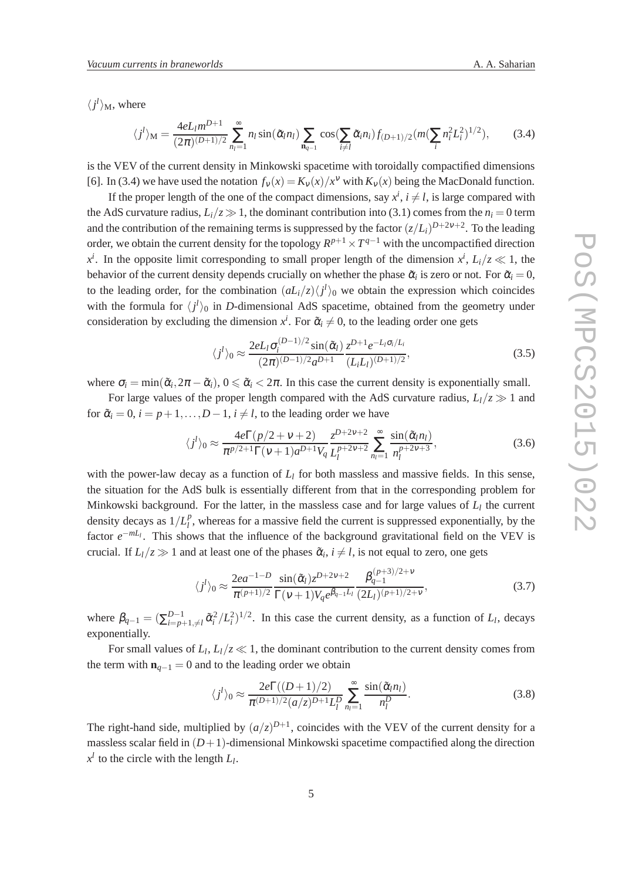$\langle j^l \rangle_{\rm M}$, where

$$\langle j^l \rangle_{\rm M} = \frac{4eL_l m^{D+1}}{(2\pi)^{(D+1)/2}} \sum_{n_l=1}^{\infty} n_l \sin(\tilde{\alpha}_l n_l) \sum_{\mathbf{n}_{q-1}} \cos(\sum_{i\neq l} \tilde{\alpha}_i n_i) f_{(D+1)/2}(m(\sum_i n_i^2 L_i^2)^{1/2}), \tag{3.4}$$

is the VEV of the current density in Minkowski spacetime with toroidally compactified dimensions [6]. In (3.4) we have used the notation $f_\nu(x) = K_\nu(x)/x^\nu$ with $K_\nu(x)$ being the MacDonald function.

If the proper length of the one of the compact dimensions, say $x^i$, $i \neq l$, is large compared with the AdS curvature radius, $L_i/z \gg 1$, the dominant contribution into (3.1) comes from the $n_i = 0$ term and the contribution of the remaining terms is suppressed by the factor $(z/L_i)^{D+2\nu+2}$. To the leading order, we obtain the current density for the topology $R^{p+1} \times T^{q-1}$ with the uncompactified direction $x^i$. In the opposite limit corresponding to small proper length of the dimension $x^i$, $L_i/z \ll 1$, the behavior of the current density depends crucially on whether the phase $\tilde{\alpha}_i$ is zero or not. For $\tilde{\alpha}_i = 0$, to the leading order, for the combination $(aL_i/z)\langle j^l \rangle_0$ we obtain the expression which coincides with the formula for $\langle j^l \rangle_0$ in $D$-dimensional AdS spacetime, obtained from the geometry under consideration by excluding the dimension $x^i$. For $\tilde{\alpha}_i \neq 0$, to the leading order one gets

$$\langle j^l \rangle_0 \approx \frac{2eL_l \sigma_i^{(D-1)/2} \sin(\tilde{\alpha}_l)}{(2\pi)^{(D-1)/2} a^{D+1}} \frac{z^{D+1} e^{-L_l \sigma_i / L_i}}{(L_i L_l)^{(D+1)/2}}, \tag{3.5}$$

where $\sigma_i = \min(\tilde{\alpha}_i, 2\pi - \tilde{\alpha}_i)$, $0 \leqslant \tilde{\alpha}_i < 2\pi$. In this case the current density is exponentially small.

For large values of the proper length compared with the AdS curvature radius, $L_l/z \gg 1$ and for $\tilde{\alpha}_i = 0$, $i = p+1, \ldots, D-1$, $i \neq l$, to the leading order we have

$$\langle j^l \rangle_0 \approx \frac{4e\Gamma(p/2+\nu+2)}{\pi^{p/2+1}\Gamma(\nu+1) a^{D+1} V_q} \frac{z^{D+2\nu+2}}{L_l^{p+2\nu+2}} \sum_{n_l=1}^{\infty} \frac{\sin(\tilde{\alpha}_l n_l)}{n_l^{p+2\nu+3}}, \tag{3.6}$$

with the power-law decay as a function of $L_l$ for both massless and massive fields. In this sense, the situation for the AdS bulk is essentially different from that in the corresponding problem for Minkowski background. For the latter, in the massless case and for large values of $L_l$ the current density decays as $1/L_l^p$, whereas for a massive field the current is suppressed exponentially, by the factor $e^{-mL_l}$. This shows that the influence of the background gravitational field on the VEV is crucial. If $L_l/z \gg 1$ and at least one of the phases $\tilde{\alpha}_i$, $i \neq l$, is not equal to zero, one gets

$$\langle j^l \rangle_0 \approx \frac{2ea^{-1-D}}{\pi^{(p+1)/2}} \frac{\sin(\tilde{\alpha}_l) z^{D+2\nu+2}}{\Gamma(\nu+1) V_q e^{\beta_{q-1} L_l}} \frac{\beta_{q-1}^{(p+3)/2+\nu}}{(2L_l)^{(p+1)/2+\nu}}, \tag{3.7}$$

where $\beta_{q-1} = (\sum_{i=p+1, \neq l}^{D-1} \tilde{\alpha}_i^2 / L_i^2)^{1/2}$. In this case the current density, as a function of $L_l$, decays exponentially.

For small values of $L_l$, $L_l/z \ll 1$, the dominant contribution to the current density comes from the term with $\mathbf{n}_{q-1} = 0$ and to the leading order we obtain

$$\langle j^l \rangle_0 \approx \frac{2e\Gamma((D+1)/2)}{\pi^{(D+1)/2}(a/z)^{D+1} L_l^D} \sum_{n_l=1}^{\infty} \frac{\sin(\tilde{\alpha}_l n_l)}{n_l^D}. \tag{3.8}$$

The right-hand side, multiplied by $(a/z)^{D+1}$, coincides with the VEV of the current density for a massless scalar field in $(D+1)$-dimensional Minkowski spacetime compactified along the direction $x^l$ to the circle with the length $L_l$.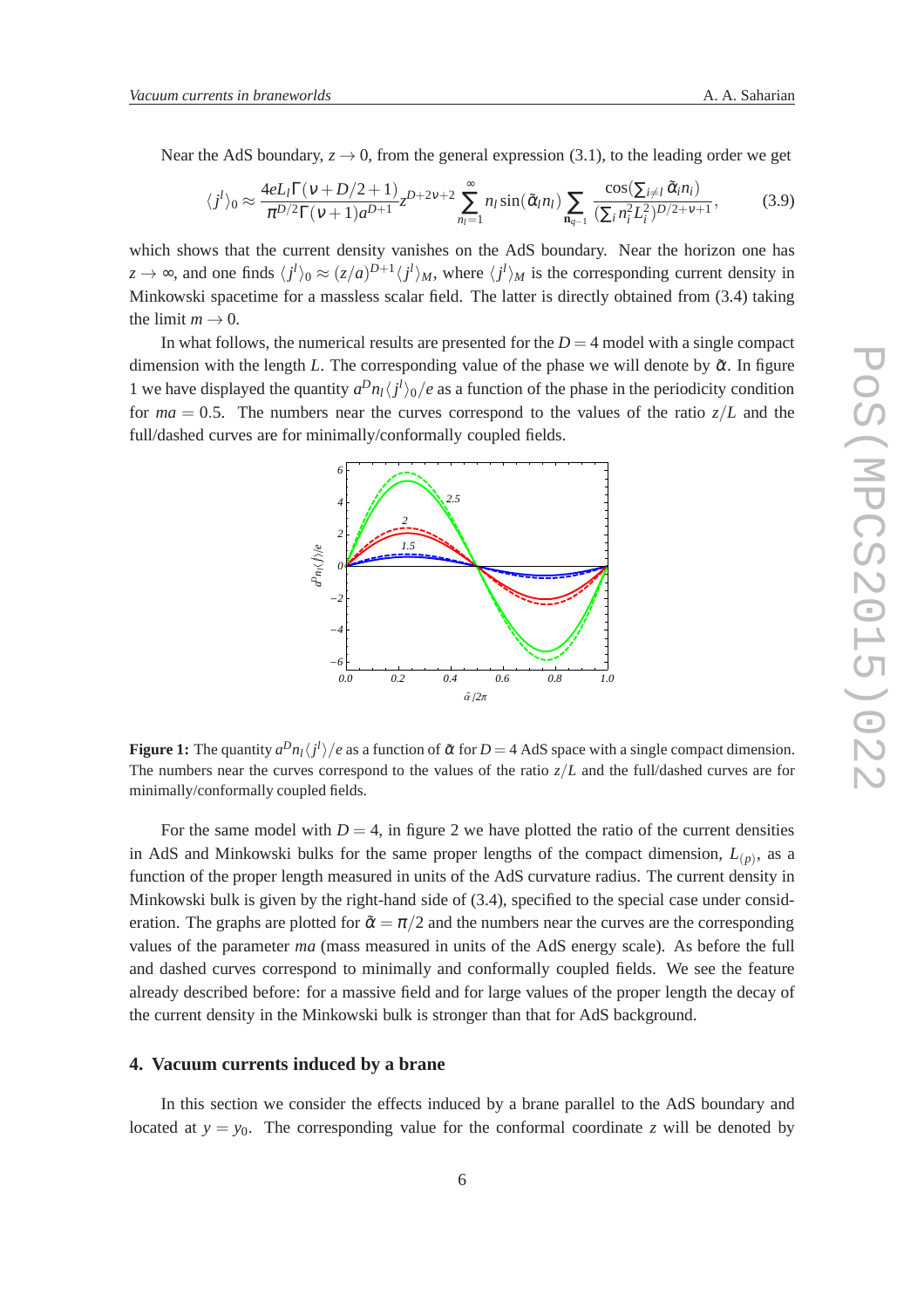Near the AdS boundary, $z \to 0$, from the general expression (3.1), to the leading order we get

$$\langle j^l \rangle_0 \approx \frac{4eL_l\Gamma(\nu + D/2+1)}{\pi^{D/2}\Gamma(\nu+1)a^{D+1}} z^{D+2\nu+2} \sum_{n_l=1}^{\infty} n_l \sin(\tilde{\alpha}_l n_l) \sum_{\mathbf{n}_{q-1}} \frac{\cos(\sum_{i\neq l}\tilde{\alpha}_i n_i)}{(\sum_i n_i^2 L_i^2)^{D/2+\nu+1}}, \tag{3.9}$$

which shows that the current density vanishes on the AdS boundary. Near the horizon one has $z \to \infty$, and one finds $\langle j^l \rangle_0 \approx (z/a)^{D+1} \langle j^l \rangle_M$, where $\langle j^l \rangle_M$ is the corresponding current density in Minkowski spacetime for a massless scalar field. The latter is directly obtained from (3.4) taking the limit $m \to 0$.

In what follows, the numerical results are presented for the $D = 4$ model with a single compact dimension with the length $L$. The corresponding value of the phase we will denote by $\tilde{\alpha}$. In figure 1 we have displayed the quantity $a^D n_l \langle j^l \rangle_0 / e$ as a function of the phase in the periodicity condition for $ma = 0.5$. The numbers near the curves correspond to the values of the ratio $z/L$ and the full/dashed curves are for minimally/conformally coupled fields.

**Figure 1:** The quantity $a^D n_l \langle j^l \rangle / e$ as a function of $\tilde{\alpha}$ for $D = 4$ AdS space with a single compact dimension. The numbers near the curves correspond to the values of the ratio $z/L$ and the full/dashed curves are for minimally/conformally coupled fields.

For the same model with $D = 4$, in figure 2 we have plotted the ratio of the current densities in AdS and Minkowski bulks for the same proper lengths of the compact dimension, $L_{(p)}$, as a function of the proper length measured in units of the AdS curvature radius. The current density in Minkowski bulk is given by the right-hand side of (3.4), specified to the special case under consideration. The graphs are plotted for $\tilde{\alpha} = \pi/2$ and the numbers near the curves are the corresponding values of the parameter $ma$ (mass measured in units of the AdS energy scale). As before the full and dashed curves correspond to minimally and conformally coupled fields. We see the feature already described before: for a massive field and for large values of the proper length the decay of the current density in the Minkowski bulk is stronger than that for AdS background.

## 4. Vacuum currents induced by a brane

In this section we consider the effects induced by a brane parallel to the AdS boundary and located at $y = y_0$. The corresponding value for the conformal coordinate $z$ will be denoted by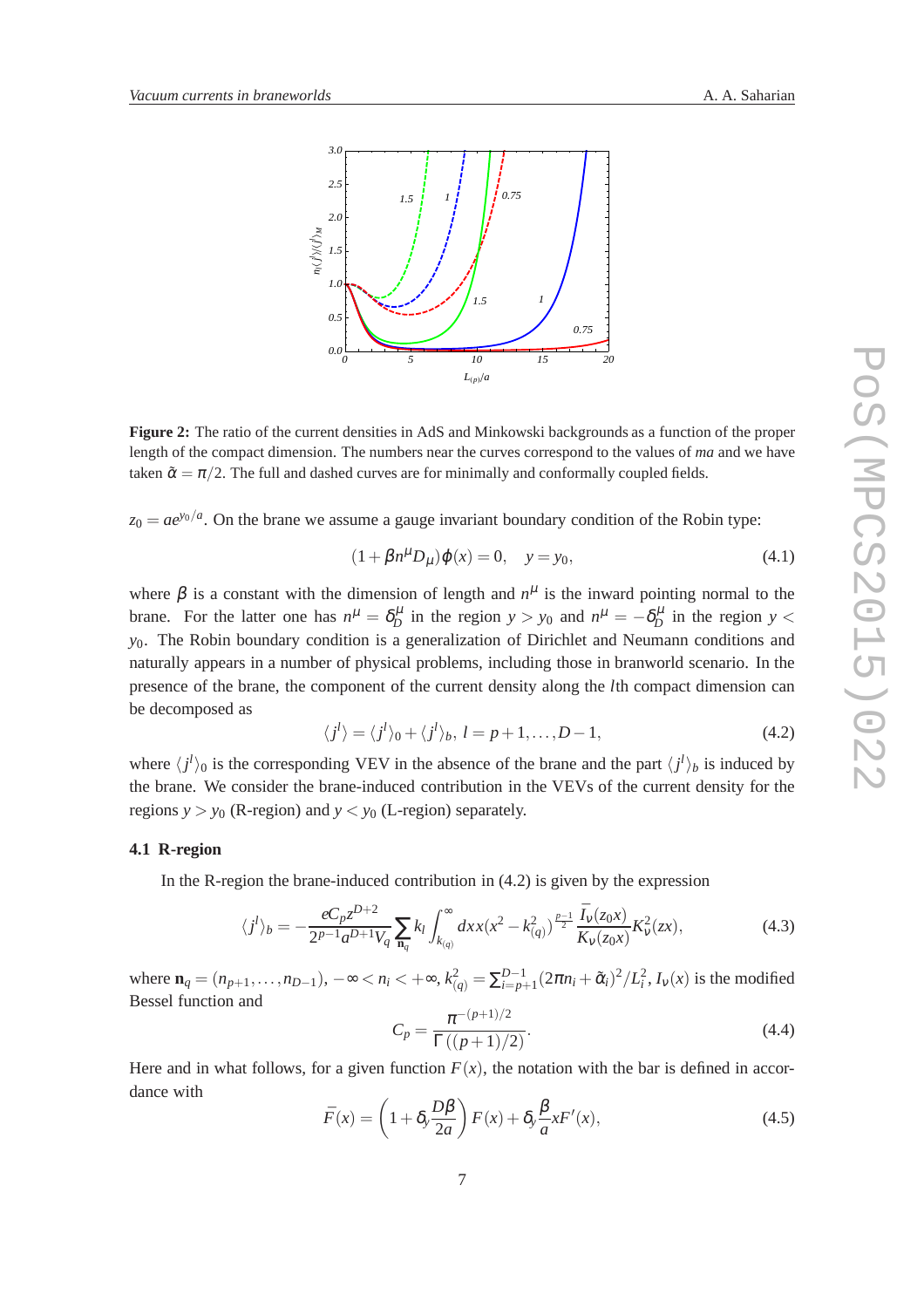**Figure 2:** The ratio of the current densities in AdS and Minkowski backgrounds as a function of the proper length of the compact dimension. The numbers near the curves correspond to the values of $ma$ and we have taken $\tilde{\alpha} = \pi/2$. The full and dashed curves are for minimally and conformally coupled fields.

$z_0 = ae^{y_0/a}$. On the brane we assume a gauge invariant boundary condition of the Robin type:

$$(1 + \beta n^\mu D_\mu)\varphi(x) = 0, \quad y = y_0, \tag{4.1}$$

where $\beta$ is a constant with the dimension of length and $n^\mu$ is the inward pointing normal to the brane. For the latter one has $n^\mu = \delta_D^\mu$ in the region $y > y_0$ and $n^\mu = -\delta_D^\mu$ in the region $y < y_0$. The Robin boundary condition is a generalization of Dirichlet and Neumann conditions and naturally appears in a number of physical problems, including those in branworld scenario. In the presence of the brane, the component of the current density along the $l$th compact dimension can be decomposed as

$$\langle j^l \rangle = \langle j^l \rangle_0 + \langle j^l \rangle_b, \; l = p+1, \ldots, D-1, \tag{4.2}$$

where $\langle j^l \rangle_0$ is the corresponding VEV in the absence of the brane and the part $\langle j^l \rangle_b$ is induced by the brane. We consider the brane-induced contribution in the VEVs of the current density for the regions $y > y_0$ (R-region) and $y < y_0$ (L-region) separately.

### 4.1 R-region

In the R-region the brane-induced contribution in (4.2) is given by the expression

$$\langle j^l \rangle_b = -\frac{eC_p z^{D+2}}{2^{p-1} a^{D+1} V_q} \sum_{\mathbf{n}_q} k_l \int_{k_{(q)}}^\infty dx x (x^2 - k_{(q)}^2)^{\frac{p-1}{2}} \frac{\bar{I}_\nu(z_0 x)}{\bar{K}_\nu(z_0 x)} K_\nu^2(zx), \tag{4.3}$$

where $\mathbf{n}_q = (n_{p+1}, \ldots, n_{D-1})$, $-\infty < n_i < +\infty$, $k_{(q)}^2 = \sum_{i=p+1}^{D-1} (2\pi n_i + \tilde{\alpha}_i)^2 / L_i^2$, $I_\nu(x)$ is the modified Bessel function and

$$C_p = \frac{\pi^{-(p+1)/2}}{\Gamma((p+1)/2)}. \tag{4.4}$$

Here and in what follows, for a given function $F(x)$, the notation with the bar is defined in accordance with

$$\bar{F}(x) = \left(1 + \delta_y \frac{D\beta}{2a}\right) F(x) + \delta_y \frac{\beta}{a} x F'(x), \tag{4.5}$$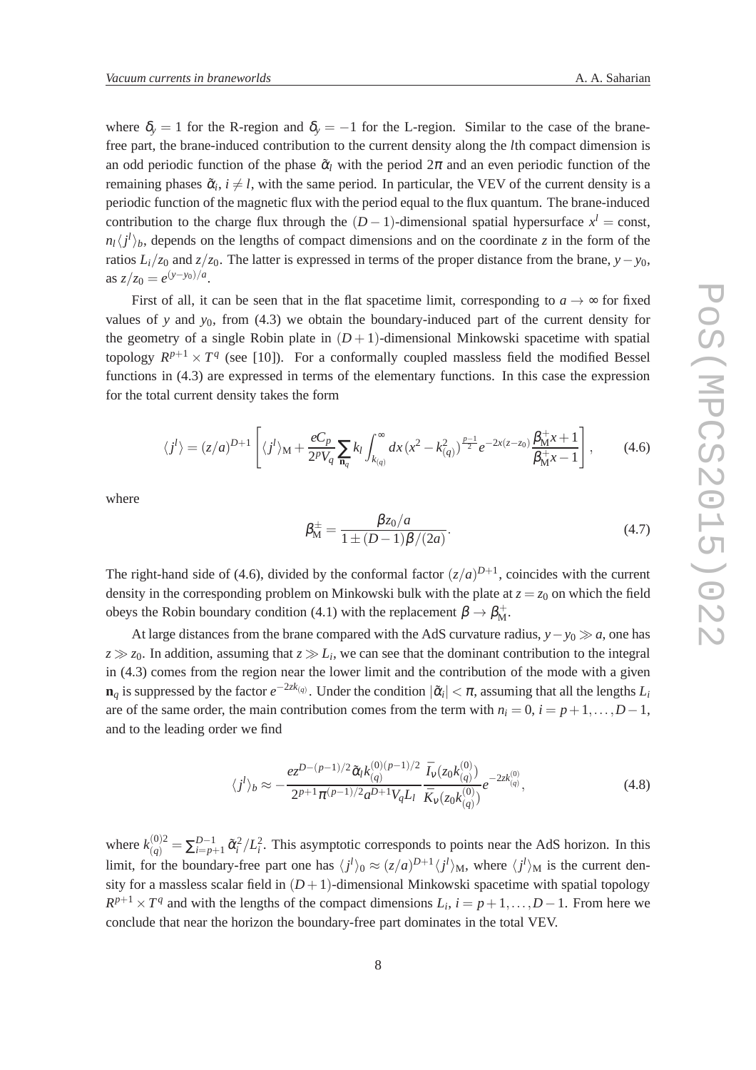where $\delta_y = 1$ for the R-region and $\delta_y = -1$ for the L-region. Similar to the case of the brane-free part, the brane-induced contribution to the current density along the $l$th compact dimension is an odd periodic function of the phase $\tilde{\alpha}_l$ with the period $2\pi$ and an even periodic function of the remaining phases $\tilde{\alpha}_i$, $i \neq l$, with the same period. In particular, the VEV of the current density is a periodic function of the magnetic flux with the period equal to the flux quantum. The brane-induced contribution to the charge flux through the $(D-1)$-dimensional spatial hypersurface $x^l = \text{const}$, $n_l \langle j^l \rangle_b$, depends on the lengths of compact dimensions and on the coordinate $z$ in the form of the ratios $L_i/z_0$ and $z/z_0$. The latter is expressed in terms of the proper distance from the brane, $y - y_0$, as $z/z_0 = e^{(y-y_0)/a}$.

First of all, it can be seen that in the flat spacetime limit, corresponding to $a \to \infty$ for fixed values of $y$ and $y_0$, from (4.3) we obtain the boundary-induced part of the current density for the geometry of a single Robin plate in $(D+1)$-dimensional Minkowski spacetime with spatial topology $R^{p+1} \times T^q$ (see [10]). For a conformally coupled massless field the modified Bessel functions in (4.3) are expressed in terms of the elementary functions. In this case the expression for the total current density takes the form

$$\langle j^l \rangle = (z/a)^{D+1} \left[ \langle j^l \rangle_{\text{M}} + \frac{eC_p}{2^p V_q} \sum_{\mathbf{n}_q} k_l \int_{k_{(q)}}^{\infty} dx \, (x^2 - k_{(q)}^2)^{\frac{p-1}{2}} e^{-2x(z-z_0)} \frac{\beta_{\text{M}}^+ x + 1}{\beta_{\text{M}}^+ x - 1} \right], \tag{4.6}$$

where

$$\beta_{\text{M}}^{\pm} = \frac{\beta z_0/a}{1 \pm (D-1)\beta/(2a)}. \tag{4.7}$$

The right-hand side of (4.6), divided by the conformal factor $(z/a)^{D+1}$, coincides with the current density in the corresponding problem on Minkowski bulk with the plate at $z = z_0$ on which the field obeys the Robin boundary condition (4.1) with the replacement $\beta \to \beta_{\text{M}}^+$.

At large distances from the brane compared with the AdS curvature radius, $y - y_0 \gg a$, one has $z \gg z_0$. In addition, assuming that $z \gg L_i$, we can see that the dominant contribution to the integral in (4.3) comes from the region near the lower limit and the contribution of the mode with a given $\mathbf{n}_q$ is suppressed by the factor $e^{-2zk_{(q)}}$. Under the condition $|\tilde{\alpha}_i| < \pi$, assuming that all the lengths $L_i$ are of the same order, the main contribution comes from the term with $n_i = 0$, $i = p+1, \ldots, D-1$, and to the leading order we find

$$\langle j^l \rangle_b \approx -\frac{ez^{D-(p-1)/2} \tilde{\alpha}_l k_{(q)}^{(0)(p-1)/2}}{2^{p+1} \pi^{(p-1)/2} a^{D+1} V_q L_l} \frac{\bar{I}_\nu(z_0 k_{(q)}^{(0)})}{\bar{K}_\nu(z_0 k_{(q)}^{(0)})} e^{-2zk_{(q)}^{(0)}}, \tag{4.8}$$

where $k_{(q)}^{(0)2} = \sum_{i=p+1}^{D-1} \tilde{\alpha}_i^2 / L_i^2$. This asymptotic corresponds to points near the AdS horizon. In this limit, for the boundary-free part one has $\langle j^l \rangle_0 \approx (z/a)^{D+1} \langle j^l \rangle_{\text{M}}$, where $\langle j^l \rangle_{\text{M}}$ is the current density for a massless scalar field in $(D+1)$-dimensional Minkowski spacetime with spatial topology $R^{p+1} \times T^q$ and with the lengths of the compact dimensions $L_i$, $i = p+1, \ldots, D-1$. From here we conclude that near the horizon the boundary-free part dominates in the total VEV.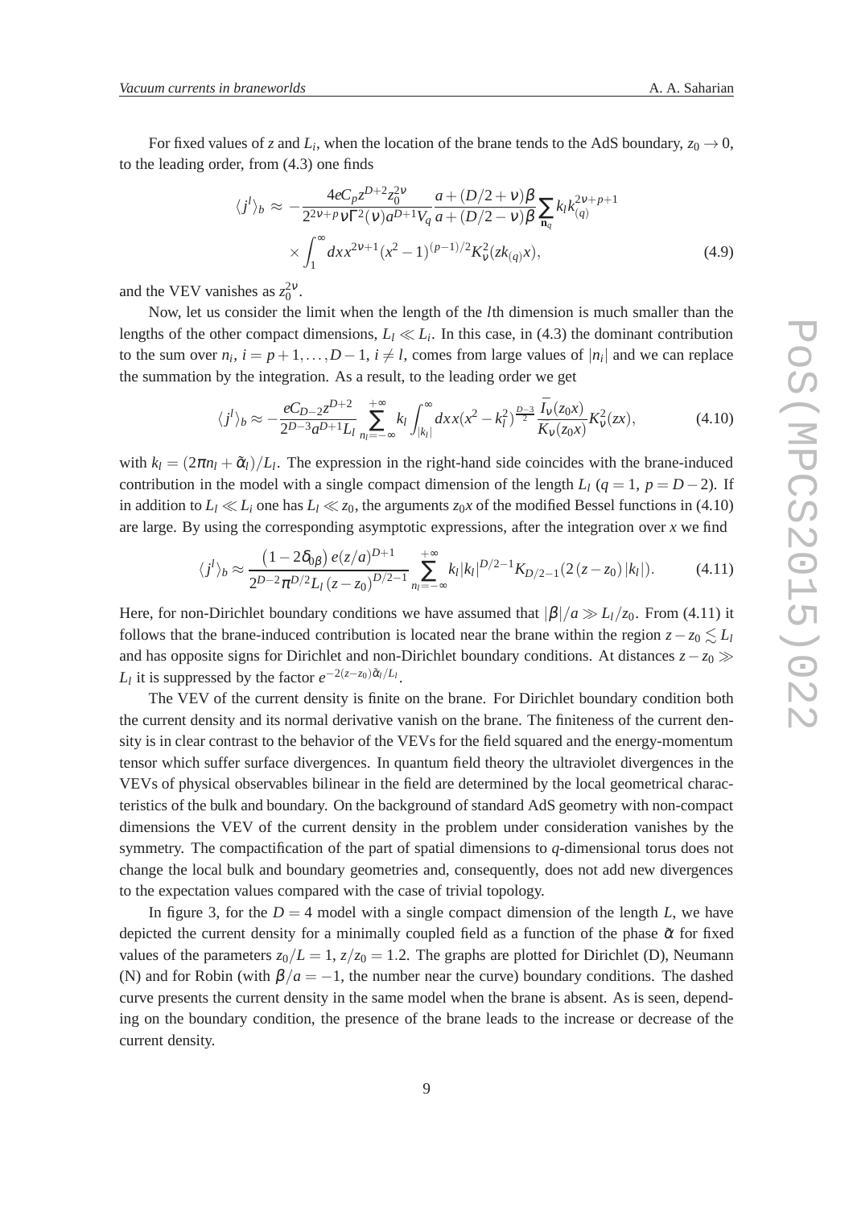For fixed values of $z$ and $L_i$, when the location of the brane tends to the AdS boundary, $z_0 \to 0$, to the leading order, from (4.3) one finds

$$
\langle j^l \rangle_b \approx -\frac{4eC_p z^{D+2} z_0^{2\nu}}{2^{2\nu+p}\nu\Gamma^2(\nu)a^{D+1}V_q}\frac{a+(D/2+\nu)\beta}{a+(D/2-\nu)\beta}\sum_{\mathbf{n}_q} k_l k_{(q)}^{2\nu+p+1} \times \int_1^\infty dx\, x^{2\nu+1}(x^2-1)^{(p-1)/2}K_\nu^2(zk_{(q)}x), \tag{4.9}
$$

and the VEV vanishes as $z_0^{2\nu}$.

Now, let us consider the limit when the length of the $l$th dimension is much smaller than the lengths of the other compact dimensions, $L_l \ll L_i$. In this case, in (4.3) the dominant contribution to the sum over $n_i$, $i = p+1, \ldots, D-1$, $i \neq l$, comes from large values of $|n_i|$ and we can replace the summation by the integration. As a result, to the leading order we get

$$
\langle j^l \rangle_b \approx -\frac{eC_{D-2}z^{D+2}}{2^{D-3}a^{D+1}L_l}\sum_{n_l=-\infty}^{+\infty} k_l \int_{|k_l|}^\infty dx\, x(x^2-k_l^2)^{\frac{D-3}{2}}\frac{\bar{I}_\nu(z_0x)}{\bar{K}_\nu(z_0x)}K_\nu^2(zx), \tag{4.10}
$$

with $k_l = (2\pi n_l + \tilde{\alpha}_l)/L_l$. The expression in the right-hand side coincides with the brane-induced contribution in the model with a single compact dimension of the length $L_l$ ($q = 1$, $p = D-2$). If in addition to $L_l \ll L_i$ one has $L_l \ll z_0$, the arguments $z_0 x$ of the modified Bessel functions in (4.10) are large. By using the corresponding asymptotic expressions, after the integration over $x$ we find

$$
\langle j^l \rangle_b \approx \frac{(1-2\delta_{0\beta})\, e(z/a)^{D+1}}{2^{D-2}\pi^{D/2}L_l\,(z-z_0)^{D/2-1}}\sum_{n_l=-\infty}^{+\infty} k_l |k_l|^{D/2-1}K_{D/2-1}(2\,(z-z_0)\,|k_l|). \tag{4.11}
$$

Here, for non-Dirichlet boundary conditions we have assumed that $|\beta|/a \gg L_l/z_0$. From (4.11) it follows that the brane-induced contribution is located near the brane within the region $z - z_0 \lesssim L_l$ and has opposite signs for Dirichlet and non-Dirichlet boundary conditions. At distances $z - z_0 \gg L_l$ it is suppressed by the factor $e^{-2(z-z_0)\tilde{\alpha}_l/L_l}$.

The VEV of the current density is finite on the brane. For Dirichlet boundary condition both the current density and its normal derivative vanish on the brane. The finiteness of the current density is in clear contrast to the behavior of the VEVs for the field squared and the energy-momentum tensor which suffer surface divergences. In quantum field theory the ultraviolet divergences in the VEVs of physical observables bilinear in the field are determined by the local geometrical characteristics of the bulk and boundary. On the background of standard AdS geometry with non-compact dimensions the VEV of the current density in the problem under consideration vanishes by the symmetry. The compactification of the part of spatial dimensions to $q$-dimensional torus does not change the local bulk and boundary geometries and, consequently, does not add new divergences to the expectation values compared with the case of trivial topology.

In figure 3, for the $D = 4$ model with a single compact dimension of the length $L$, we have depicted the current density for a minimally coupled field as a function of the phase $\tilde{\alpha}$ for fixed values of the parameters $z_0/L = 1$, $z/z_0 = 1.2$. The graphs are plotted for Dirichlet (D), Neumann (N) and for Robin (with $\beta/a = -1$, the number near the curve) boundary conditions. The dashed curve presents the current density in the same model when the brane is absent. As is seen, depending on the boundary condition, the presence of the brane leads to the increase or decrease of the current density.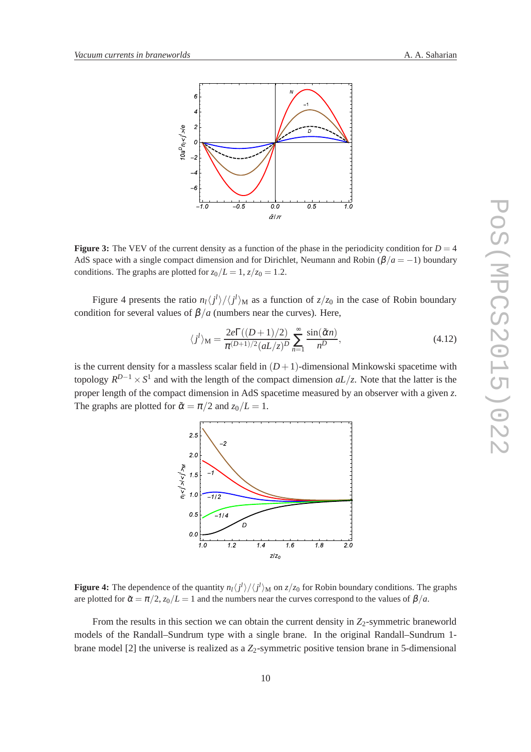**Figure 3:** The VEV of the current density as a function of the phase in the periodicity condition for $D = 4$ AdS space with a single compact dimension and for Dirichlet, Neumann and Robin ($\beta/a = -1$) boundary conditions. The graphs are plotted for $z_0/L = 1$, $z/z_0 = 1.2$.

Figure 4 presents the ratio $n_l\langle j^l\rangle/\langle j^l\rangle_{\rm M}$ as a function of $z/z_0$ in the case of Robin boundary condition for several values of $\beta/a$ (numbers near the curves). Here,

$$\langle j^l\rangle_{\rm M} = \frac{2e\Gamma((D+1)/2)}{\pi^{(D+1)/2}(aL/z)^D}\sum_{n=1}^{\infty}\frac{\sin(\tilde{\alpha}n)}{n^D}, \tag{4.12}$$

is the current density for a massless scalar field in $(D+1)$-dimensional Minkowski spacetime with topology $R^{D-1}\times S^1$ and with the length of the compact dimension $aL/z$. Note that the latter is the proper length of the compact dimension in AdS spacetime measured by an observer with a given $z$. The graphs are plotted for $\tilde{\alpha} = \pi/2$ and $z_0/L = 1$.

**Figure 4:** The dependence of the quantity $n_l\langle j^l\rangle/\langle j^l\rangle_{\rm M}$ on $z/z_0$ for Robin boundary conditions. The graphs are plotted for $\tilde{\alpha} = \pi/2$, $z_0/L = 1$ and the numbers near the curves correspond to the values of $\beta/a$.

From the results in this section we can obtain the current density in $Z_2$-symmetric braneworld models of the Randall–Sundrum type with a single brane. In the original Randall–Sundrum 1-brane model [2] the universe is realized as a $Z_2$-symmetric positive tension brane in 5-dimensional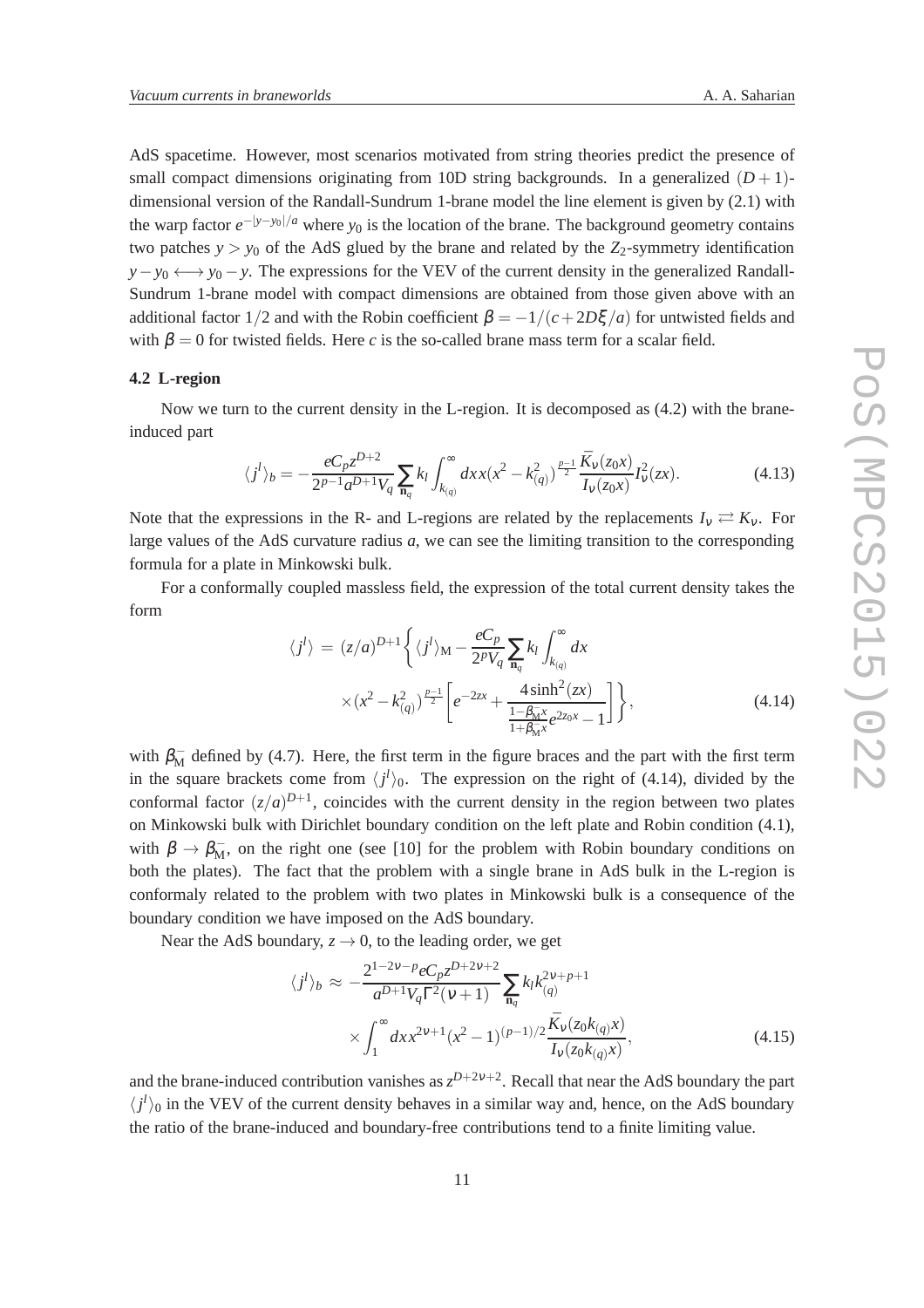AdS spacetime. However, most scenarios motivated from string theories predict the presence of small compact dimensions originating from 10D string backgrounds. In a generalized $(D+1)$-dimensional version of the Randall-Sundrum 1-brane model the line element is given by (2.1) with the warp factor $e^{-|y-y_0|/a}$ where $y_0$ is the location of the brane. The background geometry contains two patches $y > y_0$ of the AdS glued by the brane and related by the $Z_2$-symmetry identification $y - y_0 \longleftrightarrow y_0 - y$. The expressions for the VEV of the current density in the generalized Randall-Sundrum 1-brane model with compact dimensions are obtained from those given above with an additional factor $1/2$ and with the Robin coefficient $\beta = -1/(c + 2D\xi/a)$ for untwisted fields and with $\beta = 0$ for twisted fields. Here $c$ is the so-called brane mass term for a scalar field.

### 4.2 L-region

Now we turn to the current density in the L-region. It is decomposed as (4.2) with the brane-induced part

$$\langle j^l \rangle_b = -\frac{eC_p z^{D+2}}{2^{p-1} a^{D+1} V_q} \sum_{\mathbf{n}_q} k_l \int_{k_{(q)}}^{\infty} dx\, x (x^2 - k_{(q)}^2)^{\frac{p-1}{2}} \frac{\bar{K}_\nu(z_0 x)}{\bar{I}_\nu(z_0 x)} I_\nu^2(zx). \tag{4.13}$$

Note that the expressions in the R- and L-regions are related by the replacements $I_\nu \rightleftarrows K_\nu$. For large values of the AdS curvature radius $a$, we can see the limiting transition to the corresponding formula for a plate in Minkowski bulk.

For a conformally coupled massless field, the expression of the total current density takes the form

$$\begin{aligned} \langle j^l \rangle \, = \, & (z/a)^{D+1} \Bigg\{ \langle j^l \rangle_{\mathrm{M}} - \frac{eC_p}{2^p V_q} \sum_{\mathbf{n}_q} k_l \int_{k_{(q)}}^{\infty} dx \\ & \times (x^2 - k_{(q)}^2)^{\frac{p-1}{2}} \left[ e^{-2zx} + \frac{4\sinh^2(zx)}{\frac{1-\beta_{\mathrm{M}}^{-} x}{1+\beta_{\mathrm{M}}^{-} x} e^{2z_0 x} - 1} \right] \Bigg\}, \end{aligned} \tag{4.14}$$

with $\beta_{\mathrm{M}}^{-}$ defined by (4.7). Here, the first term in the figure braces and the part with the first term in the square brackets come from $\langle j^l \rangle_0$. The expression on the right of (4.14), divided by the conformal factor $(z/a)^{D+1}$, coincides with the current density in the region between two plates on Minkowski bulk with Dirichlet boundary condition on the left plate and Robin condition (4.1), with $\beta \to \beta_{\mathrm{M}}^{-}$, on the right one (see [10] for the problem with Robin boundary conditions on both the plates). The fact that the problem with a single brane in AdS bulk in the L-region is conformaly related to the problem with two plates in Minkowski bulk is a consequence of the boundary condition we have imposed on the AdS boundary.

Near the AdS boundary, $z \to 0$, to the leading order, we get

$$\begin{aligned} \langle j^l \rangle_b \, \approx \, & -\frac{2^{1-2\nu-p} eC_p z^{D+2\nu+2}}{a^{D+1} V_q \Gamma^2(\nu+1)} \sum_{\mathbf{n}_q} k_l k_{(q)}^{2\nu+p+1} \\ & \times \int_1^{\infty} dx\, x^{2\nu+1} (x^2-1)^{(p-1)/2} \frac{\bar{K}_\nu(z_0 k_{(q)} x)}{\bar{I}_\nu(z_0 k_{(q)} x)}, \end{aligned} \tag{4.15}$$

and the brane-induced contribution vanishes as $z^{D+2\nu+2}$. Recall that near the AdS boundary the part $\langle j^l \rangle_0$ in the VEV of the current density behaves in a similar way and, hence, on the AdS boundary the ratio of the brane-induced and boundary-free contributions tend to a finite limiting value.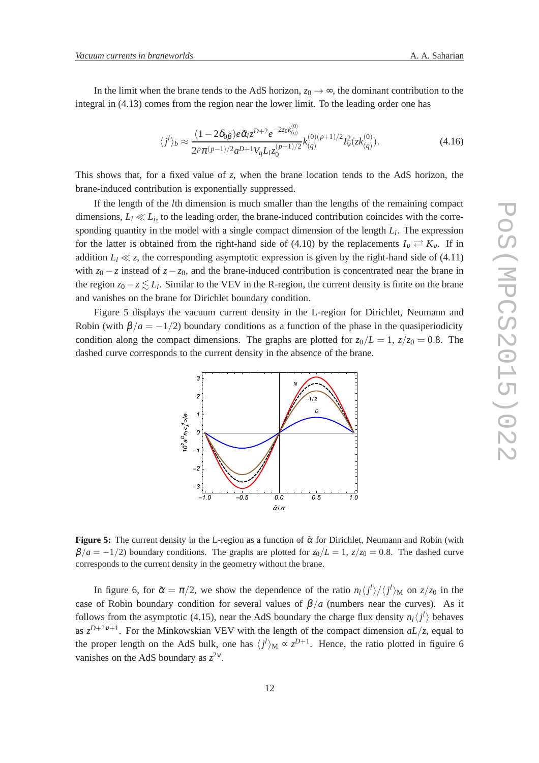In the limit when the brane tends to the AdS horizon, $z_0 \to \infty$, the dominant contribution to the integral in (4.13) comes from the region near the lower limit. To the leading order one has

$$\langle j^l \rangle_b \approx \frac{(1-2\delta_{0\beta})e\tilde{\alpha}_l z^{D+2} e^{-2z_0 k_{(q)}^{(0)}}}{2^p \pi^{(p-1)/2} a^{D+1} V_q L_l z_0^{(p+1)/2}} k_{(q)}^{(0)(p+1)/2} I_\nu^2(z k_{(q)}^{(0)}). \tag{4.16}$$

This shows that, for a fixed value of $z$, when the brane location tends to the AdS horizon, the brane-induced contribution is exponentially suppressed.

If the length of the $l$th dimension is much smaller than the lengths of the remaining compact dimensions, $L_l \ll L_i$, to the leading order, the brane-induced contribution coincides with the corresponding quantity in the model with a single compact dimension of the length $L_l$. The expression for the latter is obtained from the right-hand side of (4.10) by the replacements $I_\nu \rightleftarrows K_\nu$. If in addition $L_l \ll z$, the corresponding asymptotic expression is given by the right-hand side of (4.11) with $z_0 - z$ instead of $z - z_0$, and the brane-induced contribution is concentrated near the brane in the region $z_0 - z \lesssim L_l$. Similar to the VEV in the R-region, the current density is finite on the brane and vanishes on the brane for Dirichlet boundary condition.

Figure 5 displays the vacuum current density in the L-region for Dirichlet, Neumann and Robin (with $\beta/a = -1/2$) boundary conditions as a function of the phase in the quasiperiodicity condition along the compact dimensions. The graphs are plotted for $z_0/L = 1$, $z/z_0 = 0.8$. The dashed curve corresponds to the current density in the absence of the brane.

**Figure 5:** The current density in the L-region as a function of $\tilde{\alpha}$ for Dirichlet, Neumann and Robin (with $\beta/a = -1/2$) boundary conditions. The graphs are plotted for $z_0/L = 1$, $z/z_0 = 0.8$. The dashed curve corresponds to the current density in the geometry without the brane.

In figure 6, for $\tilde{\alpha} = \pi/2$, we show the dependence of the ratio $n_l \langle j^l \rangle / \langle j^l \rangle_{\mathrm{M}}$ on $z/z_0$ in the case of Robin boundary condition for several values of $\beta/a$ (numbers near the curves). As it follows from the asymptotic (4.15), near the AdS boundary the charge flux density $n_l \langle j^l \rangle$ behaves as $z^{D+2\nu+1}$. For the Minkowskian VEV with the length of the compact dimension $aL/z$, equal to the proper length on the AdS bulk, one has $\langle j^l \rangle_{\mathrm{M}} \propto z^{D+1}$. Hence, the ratio plotted in figure 6 vanishes on the AdS boundary as $z^{2\nu}$.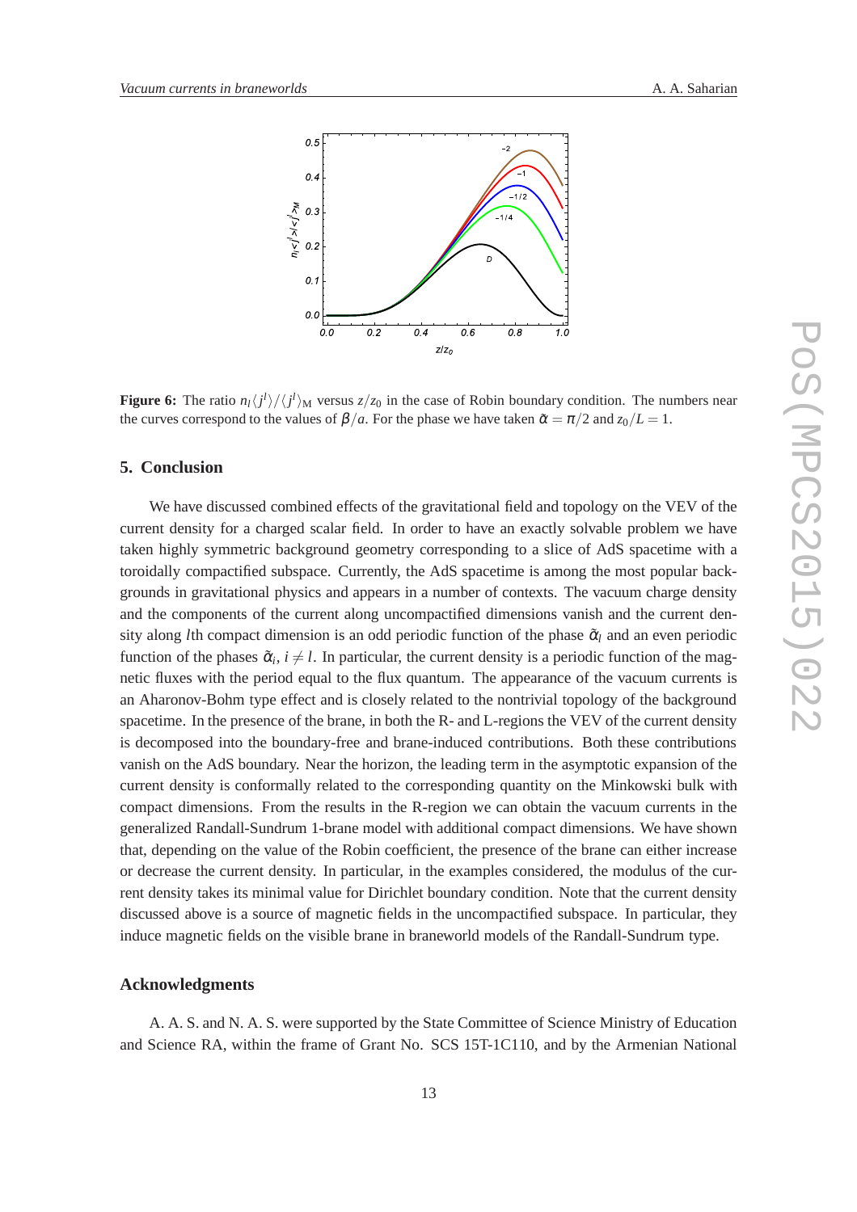**Figure 6:** The ratio $n_l\langle j^l\rangle/\langle j^l\rangle_{\rm M}$ versus $z/z_0$ in the case of Robin boundary condition. The numbers near the curves correspond to the values of $\beta/a$. For the phase we have taken $\tilde{\alpha} = \pi/2$ and $z_0/L = 1$.

## 5. Conclusion

We have discussed combined effects of the gravitational field and topology on the VEV of the current density for a charged scalar field. In order to have an exactly solvable problem we have taken highly symmetric background geometry corresponding to a slice of AdS spacetime with a toroidally compactified subspace. Currently, the AdS spacetime is among the most popular backgrounds in gravitational physics and appears in a number of contexts. The vacuum charge density and the components of the current along uncompactified dimensions vanish and the current density along $l$th compact dimension is an odd periodic function of the phase $\tilde{\alpha}_l$ and an even periodic function of the phases $\tilde{\alpha}_i$, $i \neq l$. In particular, the current density is a periodic function of the magnetic fluxes with the period equal to the flux quantum. The appearance of the vacuum currents is an Aharonov-Bohm type effect and is closely related to the nontrivial topology of the background spacetime. In the presence of the brane, in both the R- and L-regions the VEV of the current density is decomposed into the boundary-free and brane-induced contributions. Both these contributions vanish on the AdS boundary. Near the horizon, the leading term in the asymptotic expansion of the current density is conformally related to the corresponding quantity on the Minkowski bulk with compact dimensions. From the results in the R-region we can obtain the vacuum currents in the generalized Randall-Sundrum 1-brane model with additional compact dimensions. We have shown that, depending on the value of the Robin coefficient, the presence of the brane can either increase or decrease the current density. In particular, in the examples considered, the modulus of the current density takes its minimal value for Dirichlet boundary condition. Note that the current density discussed above is a source of magnetic fields in the uncompactified subspace. In particular, they induce magnetic fields on the visible brane in braneworld models of the Randall-Sundrum type.

## Acknowledgments

A. A. S. and N. A. S. were supported by the State Committee of Science Ministry of Education and Science RA, within the frame of Grant No. SCS 15T-1C110, and by the Armenian National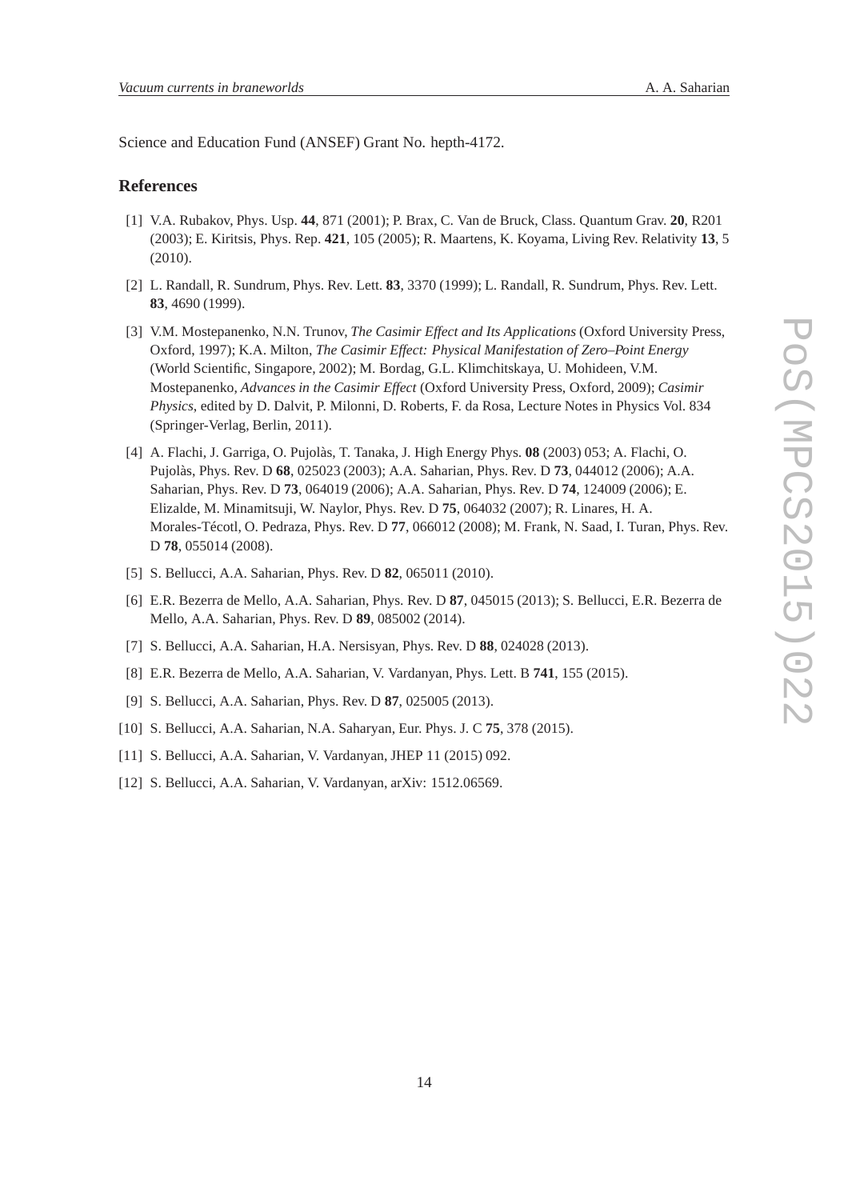Science and Education Fund (ANSEF) Grant No. hepth-4172.

## References

[1] V.A. Rubakov, Phys. Usp. **44**, 871 (2001); P. Brax, C. Van de Bruck, Class. Quantum Grav. **20**, R201 (2003); E. Kiritsis, Phys. Rep. **421**, 105 (2005); R. Maartens, K. Koyama, Living Rev. Relativity **13**, 5 (2010).

[2] L. Randall, R. Sundrum, Phys. Rev. Lett. **83**, 3370 (1999); L. Randall, R. Sundrum, Phys. Rev. Lett. **83**, 4690 (1999).

[3] V.M. Mostepanenko, N.N. Trunov, *The Casimir Effect and Its Applications* (Oxford University Press, Oxford, 1997); K.A. Milton, *The Casimir Effect: Physical Manifestation of Zero–Point Energy* (World Scientific, Singapore, 2002); M. Bordag, G.L. Klimchitskaya, U. Mohideen, V.M. Mostepanenko, *Advances in the Casimir Effect* (Oxford University Press, Oxford, 2009); *Casimir Physics*, edited by D. Dalvit, P. Milonni, D. Roberts, F. da Rosa, Lecture Notes in Physics Vol. 834 (Springer-Verlag, Berlin, 2011).

[4] A. Flachi, J. Garriga, O. Pujolàs, T. Tanaka, J. High Energy Phys. **08** (2003) 053; A. Flachi, O. Pujolàs, Phys. Rev. D **68**, 025023 (2003); A.A. Saharian, Phys. Rev. D **73**, 044012 (2006); A.A. Saharian, Phys. Rev. D **73**, 064019 (2006); A.A. Saharian, Phys. Rev. D **74**, 124009 (2006); E. Elizalde, M. Minamitsuji, W. Naylor, Phys. Rev. D **75**, 064032 (2007); R. Linares, H. A. Morales-Técotl, O. Pedraza, Phys. Rev. D **77**, 066012 (2008); M. Frank, N. Saad, I. Turan, Phys. Rev. D **78**, 055014 (2008).

[5] S. Bellucci, A.A. Saharian, Phys. Rev. D **82**, 065011 (2010).

[6] E.R. Bezerra de Mello, A.A. Saharian, Phys. Rev. D **87**, 045015 (2013); S. Bellucci, E.R. Bezerra de Mello, A.A. Saharian, Phys. Rev. D **89**, 085002 (2014).

[7] S. Bellucci, A.A. Saharian, H.A. Nersisyan, Phys. Rev. D **88**, 024028 (2013).

[8] E.R. Bezerra de Mello, A.A. Saharian, V. Vardanyan, Phys. Lett. B **741**, 155 (2015).

[9] S. Bellucci, A.A. Saharian, Phys. Rev. D **87**, 025005 (2013).

[10] S. Bellucci, A.A. Saharian, N.A. Saharyan, Eur. Phys. J. C **75**, 378 (2015).

[11] S. Bellucci, A.A. Saharian, V. Vardanyan, JHEP 11 (2015) 092.

[12] S. Bellucci, A.A. Saharian, V. Vardanyan, arXiv: 1512.06569.